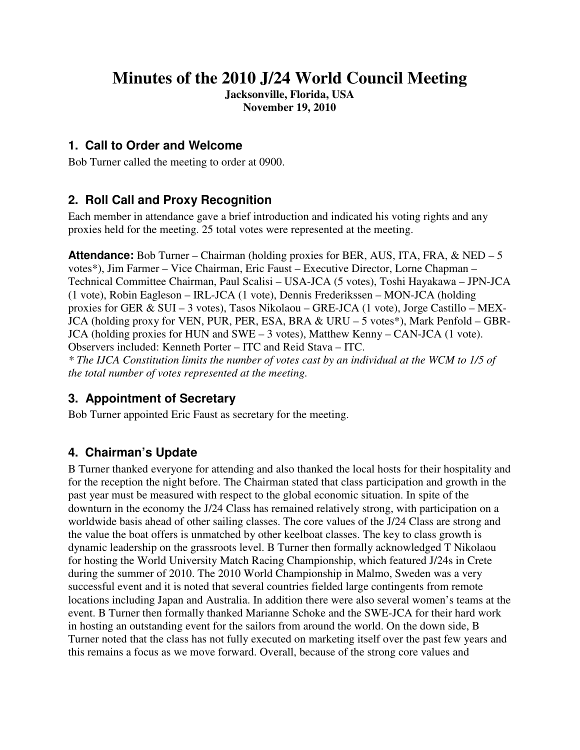# Minutes of the 2010 J/24 World Council Meeting

**Jacksonville, Florida, USA**
**November 19, 2010**

## 1. Call to Order and Welcome

Bob Turner called the meeting to order at 0900.

## 2. Roll Call and Proxy Recognition

Each member in attendance gave a brief introduction and indicated his voting rights and any proxies held for the meeting. 25 total votes were represented at the meeting.

**Attendance:** Bob Turner – Chairman (holding proxies for BER, AUS, ITA, FRA, & NED – 5 votes*), Jim Farmer – Vice Chairman, Eric Faust – Executive Director, Lorne Chapman – Technical Committee Chairman, Paul Scalisi – USA-JCA (5 votes), Toshi Hayakawa – JPN-JCA (1 vote), Robin Eagleson – IRL-JCA (1 vote), Dennis Frederikssen – MON-JCA (holding proxies for GER & SUI – 3 votes), Tasos Nikolaou – GRE-JCA (1 vote), Jorge Castillo – MEX-JCA (holding proxy for VEN, PUR, PER, ESA, BRA & URU – 5 votes*), Mark Penfold – GBR-JCA (holding proxies for HUN and SWE – 3 votes), Matthew Kenny – CAN-JCA (1 vote). Observers included: Kenneth Porter – ITC and Reid Stava – ITC.

*\* The IJCA Constitution limits the number of votes cast by an individual at the WCM to 1/5 of the total number of votes represented at the meeting.*

## 3. Appointment of Secretary

Bob Turner appointed Eric Faust as secretary for the meeting.

## 4. Chairman's Update

B Turner thanked everyone for attending and also thanked the local hosts for their hospitality and for the reception the night before. The Chairman stated that class participation and growth in the past year must be measured with respect to the global economic situation. In spite of the downturn in the economy the J/24 Class has remained relatively strong, with participation on a worldwide basis ahead of other sailing classes. The core values of the J/24 Class are strong and the value the boat offers is unmatched by other keelboat classes. The key to class growth is dynamic leadership on the grassroots level. B Turner then formally acknowledged T Nikolaou for hosting the World University Match Racing Championship, which featured J/24s in Crete during the summer of 2010. The 2010 World Championship in Malmo, Sweden was a very successful event and it is noted that several countries fielded large contingents from remote locations including Japan and Australia. In addition there were also several women's teams at the event. B Turner then formally thanked Marianne Schoke and the SWE-JCA for their hard work in hosting an outstanding event for the sailors from around the world. On the down side, B Turner noted that the class has not fully executed on marketing itself over the past few years and this remains a focus as we move forward. Overall, because of the strong core values and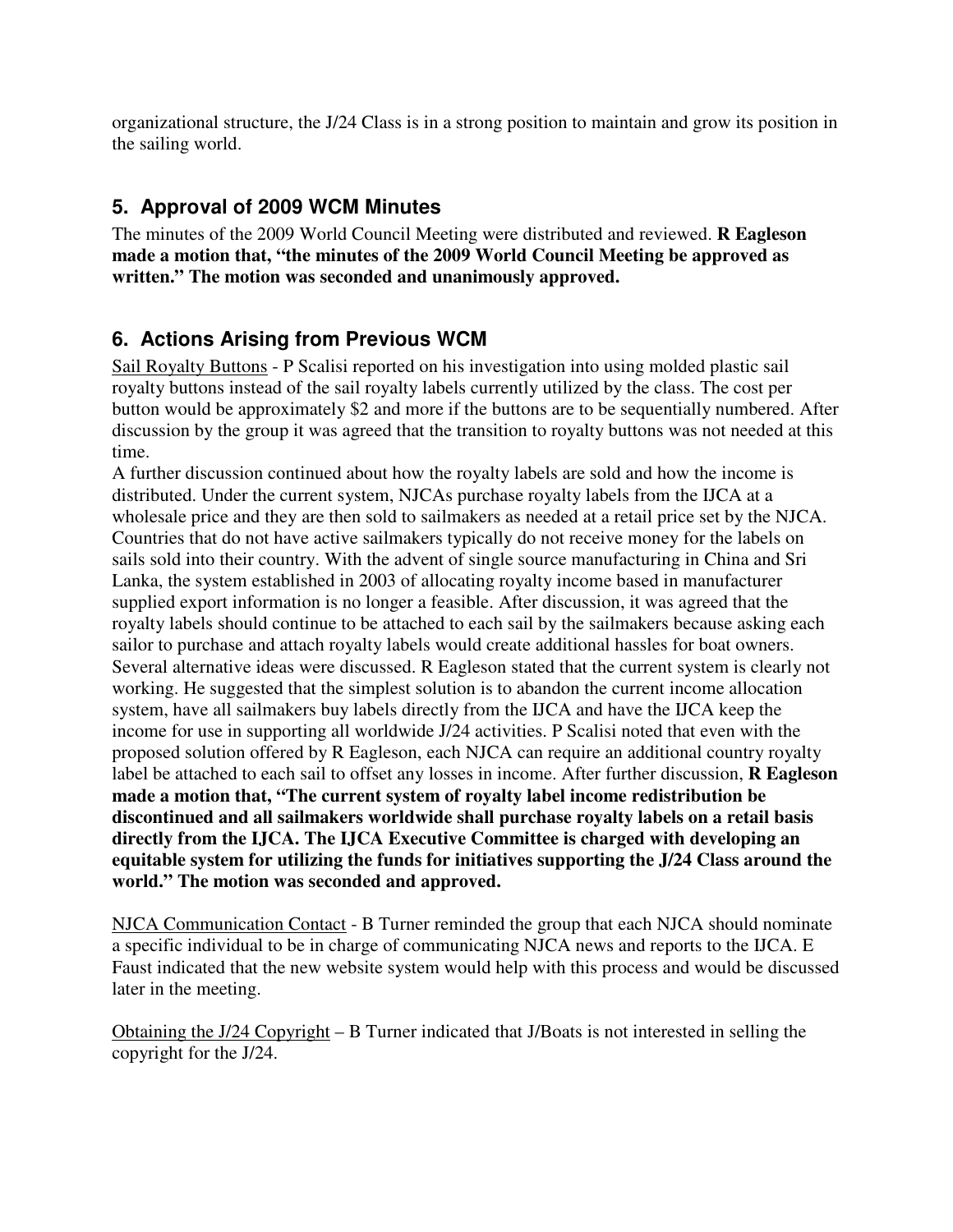organizational structure, the J/24 Class is in a strong position to maintain and grow its position in the sailing world.

## 5. Approval of 2009 WCM Minutes

The minutes of the 2009 World Council Meeting were distributed and reviewed. **R Eagleson made a motion that, "the minutes of the 2009 World Council Meeting be approved as written." The motion was seconded and unanimously approved.**

## 6. Actions Arising from Previous WCM

<u>Sail Royalty Buttons</u> - P Scalisi reported on his investigation into using molded plastic sail royalty buttons instead of the sail royalty labels currently utilized by the class. The cost per button would be approximately $2 and more if the buttons are to be sequentially numbered. After discussion by the group it was agreed that the transition to royalty buttons was not needed at this time.

A further discussion continued about how the royalty labels are sold and how the income is distributed. Under the current system, NJCAs purchase royalty labels from the IJCA at a wholesale price and they are then sold to sailmakers as needed at a retail price set by the NJCA. Countries that do not have active sailmakers typically do not receive money for the labels on sails sold into their country. With the advent of single source manufacturing in China and Sri Lanka, the system established in 2003 of allocating royalty income based in manufacturer supplied export information is no longer a feasible. After discussion, it was agreed that the royalty labels should continue to be attached to each sail by the sailmakers because asking each sailor to purchase and attach royalty labels would create additional hassles for boat owners. Several alternative ideas were discussed. R Eagleson stated that the current system is clearly not working. He suggested that the simplest solution is to abandon the current income allocation system, have all sailmakers buy labels directly from the IJCA and have the IJCA keep the income for use in supporting all worldwide J/24 activities. P Scalisi noted that even with the proposed solution offered by R Eagleson, each NJCA can require an additional country royalty label be attached to each sail to offset any losses in income. After further discussion, **R Eagleson made a motion that, "The current system of royalty label income redistribution be discontinued and all sailmakers worldwide shall purchase royalty labels on a retail basis directly from the IJCA. The IJCA Executive Committee is charged with developing an equitable system for utilizing the funds for initiatives supporting the J/24 Class around the world." The motion was seconded and approved.**

<u>NJCA Communication Contact</u> - B Turner reminded the group that each NJCA should nominate a specific individual to be in charge of communicating NJCA news and reports to the IJCA. E Faust indicated that the new website system would help with this process and would be discussed later in the meeting.

<u>Obtaining the J/24 Copyright</u> – B Turner indicated that J/Boats is not interested in selling the copyright for the J/24.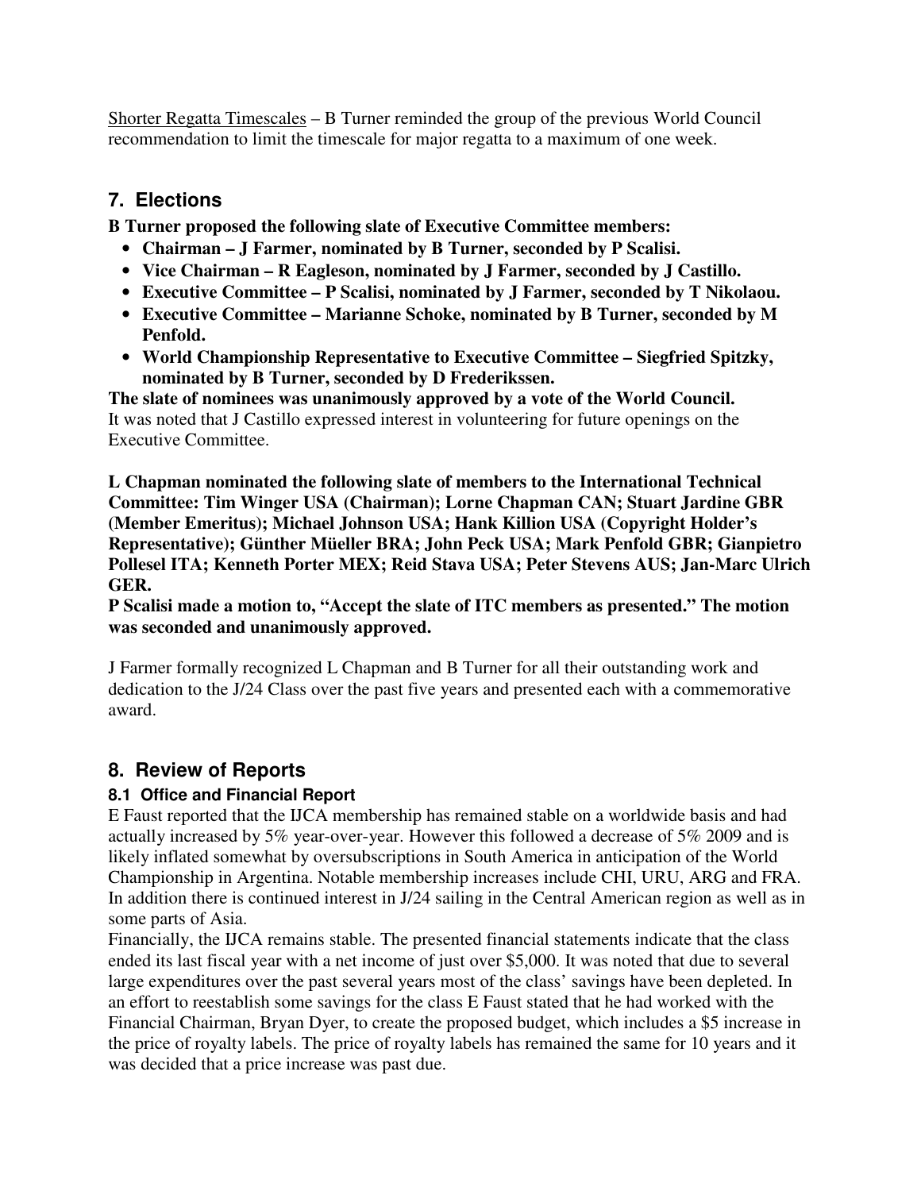Shorter Regatta Timescales – B Turner reminded the group of the previous World Council recommendation to limit the timescale for major regatta to a maximum of one week.

## 7. Elections

**B Turner proposed the following slate of Executive Committee members:**

- **Chairman – J Farmer, nominated by B Turner, seconded by P Scalisi.**
- **Vice Chairman – R Eagleson, nominated by J Farmer, seconded by J Castillo.**
- **Executive Committee – P Scalisi, nominated by J Farmer, seconded by T Nikolaou.**
- **Executive Committee – Marianne Schoke, nominated by B Turner, seconded by M Penfold.**
- **World Championship Representative to Executive Committee – Siegfried Spitzky, nominated by B Turner, seconded by D Frederikssen.**

**The slate of nominees was unanimously approved by a vote of the World Council.**
It was noted that J Castillo expressed interest in volunteering for future openings on the Executive Committee.

**L Chapman nominated the following slate of members to the International Technical Committee: Tim Winger USA (Chairman); Lorne Chapman CAN; Stuart Jardine GBR (Member Emeritus); Michael Johnson USA; Hank Killion USA (Copyright Holder's Representative); Günther Müeller BRA; John Peck USA; Mark Penfold GBR; Gianpietro Pollesel ITA; Kenneth Porter MEX; Reid Stava USA; Peter Stevens AUS; Jan-Marc Ulrich GER.**

**P Scalisi made a motion to, "Accept the slate of ITC members as presented." The motion was seconded and unanimously approved.**

J Farmer formally recognized L Chapman and B Turner for all their outstanding work and dedication to the J/24 Class over the past five years and presented each with a commemorative award.

## 8. Review of Reports

### 8.1 Office and Financial Report

E Faust reported that the IJCA membership has remained stable on a worldwide basis and had actually increased by 5% year-over-year. However this followed a decrease of 5% 2009 and is likely inflated somewhat by oversubscriptions in South America in anticipation of the World Championship in Argentina. Notable membership increases include CHI, URU, ARG and FRA. In addition there is continued interest in J/24 sailing in the Central American region as well as in some parts of Asia.

Financially, the IJCA remains stable. The presented financial statements indicate that the class ended its last fiscal year with a net income of just over $5,000. It was noted that due to several large expenditures over the past several years most of the class' savings have been depleted. In an effort to reestablish some savings for the class E Faust stated that he had worked with the Financial Chairman, Bryan Dyer, to create the proposed budget, which includes a $5 increase in the price of royalty labels. The price of royalty labels has remained the same for 10 years and it was decided that a price increase was past due.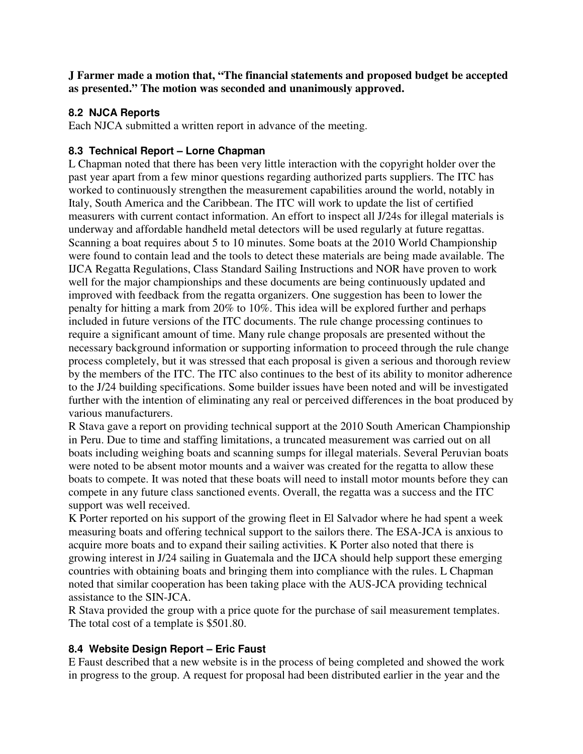**J Farmer made a motion that, “The financial statements and proposed budget be accepted as presented.” The motion was seconded and unanimously approved.**

### 8.2 NJCA Reports

Each NJCA submitted a written report in advance of the meeting.

### 8.3 Technical Report – Lorne Chapman

L Chapman noted that there has been very little interaction with the copyright holder over the past year apart from a few minor questions regarding authorized parts suppliers. The ITC has worked to continuously strengthen the measurement capabilities around the world, notably in Italy, South America and the Caribbean. The ITC will work to update the list of certified measurers with current contact information. An effort to inspect all J/24s for illegal materials is underway and affordable handheld metal detectors will be used regularly at future regattas. Scanning a boat requires about 5 to 10 minutes. Some boats at the 2010 World Championship were found to contain lead and the tools to detect these materials are being made available. The IJCA Regatta Regulations, Class Standard Sailing Instructions and NOR have proven to work well for the major championships and these documents are being continuously updated and improved with feedback from the regatta organizers. One suggestion has been to lower the penalty for hitting a mark from 20% to 10%. This idea will be explored further and perhaps included in future versions of the ITC documents. The rule change processing continues to require a significant amount of time. Many rule change proposals are presented without the necessary background information or supporting information to proceed through the rule change process completely, but it was stressed that each proposal is given a serious and thorough review by the members of the ITC. The ITC also continues to the best of its ability to monitor adherence to the J/24 building specifications. Some builder issues have been noted and will be investigated further with the intention of eliminating any real or perceived differences in the boat produced by various manufacturers.

R Stava gave a report on providing technical support at the 2010 South American Championship in Peru. Due to time and staffing limitations, a truncated measurement was carried out on all boats including weighing boats and scanning sumps for illegal materials. Several Peruvian boats were noted to be absent motor mounts and a waiver was created for the regatta to allow these boats to compete. It was noted that these boats will need to install motor mounts before they can compete in any future class sanctioned events. Overall, the regatta was a success and the ITC support was well received.

K Porter reported on his support of the growing fleet in El Salvador where he had spent a week measuring boats and offering technical support to the sailors there. The ESA-JCA is anxious to acquire more boats and to expand their sailing activities. K Porter also noted that there is growing interest in J/24 sailing in Guatemala and the IJCA should help support these emerging countries with obtaining boats and bringing them into compliance with the rules. L Chapman noted that similar cooperation has been taking place with the AUS-JCA providing technical assistance to the SIN-JCA.

R Stava provided the group with a price quote for the purchase of sail measurement templates. The total cost of a template is $501.80.

### 8.4 Website Design Report – Eric Faust

E Faust described that a new website is in the process of being completed and showed the work in progress to the group. A request for proposal had been distributed earlier in the year and the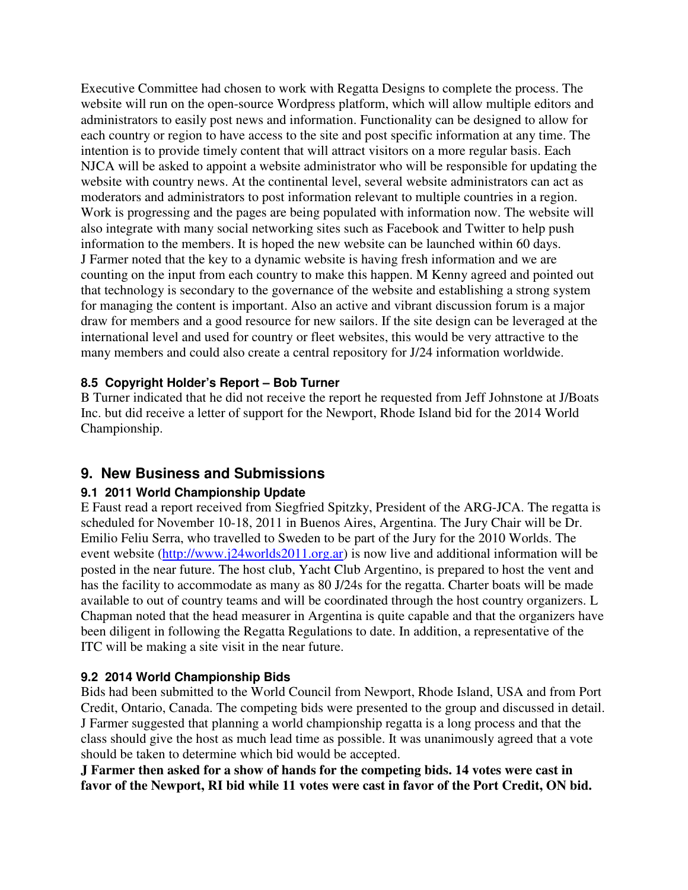Executive Committee had chosen to work with Regatta Designs to complete the process. The website will run on the open-source Wordpress platform, which will allow multiple editors and administrators to easily post news and information. Functionality can be designed to allow for each country or region to have access to the site and post specific information at any time. The intention is to provide timely content that will attract visitors on a more regular basis. Each NJCA will be asked to appoint a website administrator who will be responsible for updating the website with country news. At the continental level, several website administrators can act as moderators and administrators to post information relevant to multiple countries in a region. Work is progressing and the pages are being populated with information now. The website will also integrate with many social networking sites such as Facebook and Twitter to help push information to the members. It is hoped the new website can be launched within 60 days. J Farmer noted that the key to a dynamic website is having fresh information and we are counting on the input from each country to make this happen. M Kenny agreed and pointed out that technology is secondary to the governance of the website and establishing a strong system for managing the content is important. Also an active and vibrant discussion forum is a major draw for members and a good resource for new sailors. If the site design can be leveraged at the international level and used for country or fleet websites, this would be very attractive to the many members and could also create a central repository for J/24 information worldwide.

### 8.5 Copyright Holder's Report – Bob Turner

B Turner indicated that he did not receive the report he requested from Jeff Johnstone at J/Boats Inc. but did receive a letter of support for the Newport, Rhode Island bid for the 2014 World Championship.

## 9. New Business and Submissions

### 9.1 2011 World Championship Update

E Faust read a report received from Siegfried Spitzky, President of the ARG-JCA. The regatta is scheduled for November 10-18, 2011 in Buenos Aires, Argentina. The Jury Chair will be Dr. Emilio Feliu Serra, who travelled to Sweden to be part of the Jury for the 2010 Worlds. The event website (http://www.j24worlds2011.org.ar) is now live and additional information will be posted in the near future. The host club, Yacht Club Argentino, is prepared to host the vent and has the facility to accommodate as many as 80 J/24s for the regatta. Charter boats will be made available to out of country teams and will be coordinated through the host country organizers. L Chapman noted that the head measurer in Argentina is quite capable and that the organizers have been diligent in following the Regatta Regulations to date. In addition, a representative of the ITC will be making a site visit in the near future.

### 9.2 2014 World Championship Bids

Bids had been submitted to the World Council from Newport, Rhode Island, USA and from Port Credit, Ontario, Canada. The competing bids were presented to the group and discussed in detail. J Farmer suggested that planning a world championship regatta is a long process and that the class should give the host as much lead time as possible. It was unanimously agreed that a vote should be taken to determine which bid would be accepted.

**J Farmer then asked for a show of hands for the competing bids. 14 votes were cast in favor of the Newport, RI bid while 11 votes were cast in favor of the Port Credit, ON bid.**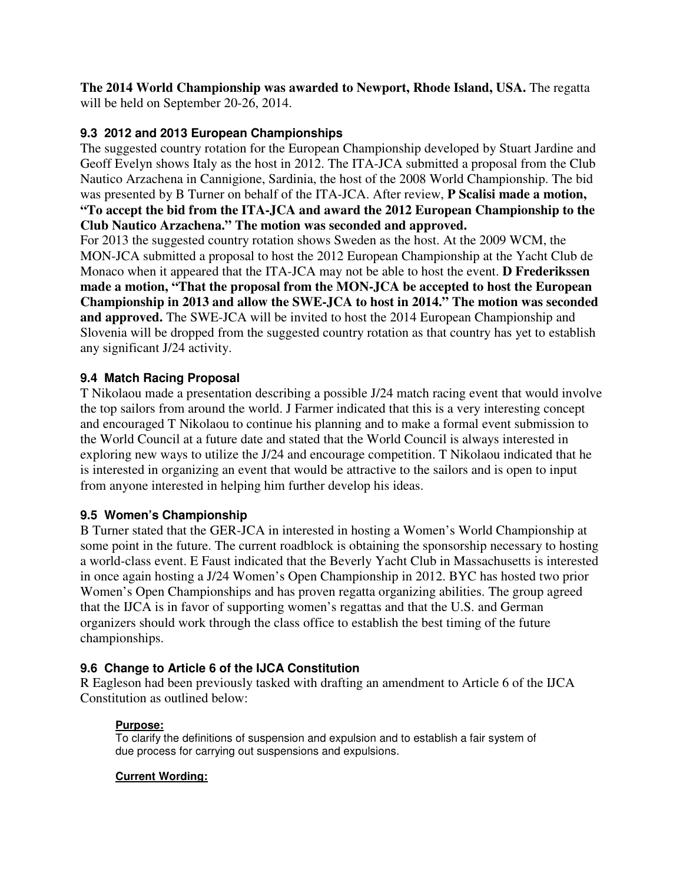**The 2014 World Championship was awarded to Newport, Rhode Island, USA.** The regatta will be held on September 20-26, 2014.

### 9.3 2012 and 2013 European Championships

The suggested country rotation for the European Championship developed by Stuart Jardine and Geoff Evelyn shows Italy as the host in 2012. The ITA-JCA submitted a proposal from the Club Nautico Arzachena in Cannigione, Sardinia, the host of the 2008 World Championship. The bid was presented by B Turner on behalf of the ITA-JCA. After review, **P Scalisi made a motion, "To accept the bid from the ITA-JCA and award the 2012 European Championship to the Club Nautico Arzachena." The motion was seconded and approved.**

For 2013 the suggested country rotation shows Sweden as the host. At the 2009 WCM, the MON-JCA submitted a proposal to host the 2012 European Championship at the Yacht Club de Monaco when it appeared that the ITA-JCA may not be able to host the event. **D Frederikssen made a motion, "That the proposal from the MON-JCA be accepted to host the European Championship in 2013 and allow the SWE-JCA to host in 2014." The motion was seconded and approved.** The SWE-JCA will be invited to host the 2014 European Championship and Slovenia will be dropped from the suggested country rotation as that country has yet to establish any significant J/24 activity.

### 9.4 Match Racing Proposal

T Nikolaou made a presentation describing a possible J/24 match racing event that would involve the top sailors from around the world. J Farmer indicated that this is a very interesting concept and encouraged T Nikolaou to continue his planning and to make a formal event submission to the World Council at a future date and stated that the World Council is always interested in exploring new ways to utilize the J/24 and encourage competition. T Nikolaou indicated that he is interested in organizing an event that would be attractive to the sailors and is open to input from anyone interested in helping him further develop his ideas.

### 9.5 Women's Championship

B Turner stated that the GER-JCA in interested in hosting a Women's World Championship at some point in the future. The current roadblock is obtaining the sponsorship necessary to hosting a world-class event. E Faust indicated that the Beverly Yacht Club in Massachusetts is interested in once again hosting a J/24 Women's Open Championship in 2012. BYC has hosted two prior Women's Open Championships and has proven regatta organizing abilities. The group agreed that the IJCA is in favor of supporting women's regattas and that the U.S. and German organizers should work through the class office to establish the best timing of the future championships.

### 9.6 Change to Article 6 of the IJCA Constitution

R Eagleson had been previously tasked with drafting an amendment to Article 6 of the IJCA Constitution as outlined below:

**Purpose:**

To clarify the definitions of suspension and expulsion and to establish a fair system of due process for carrying out suspensions and expulsions.

**Current Wording:**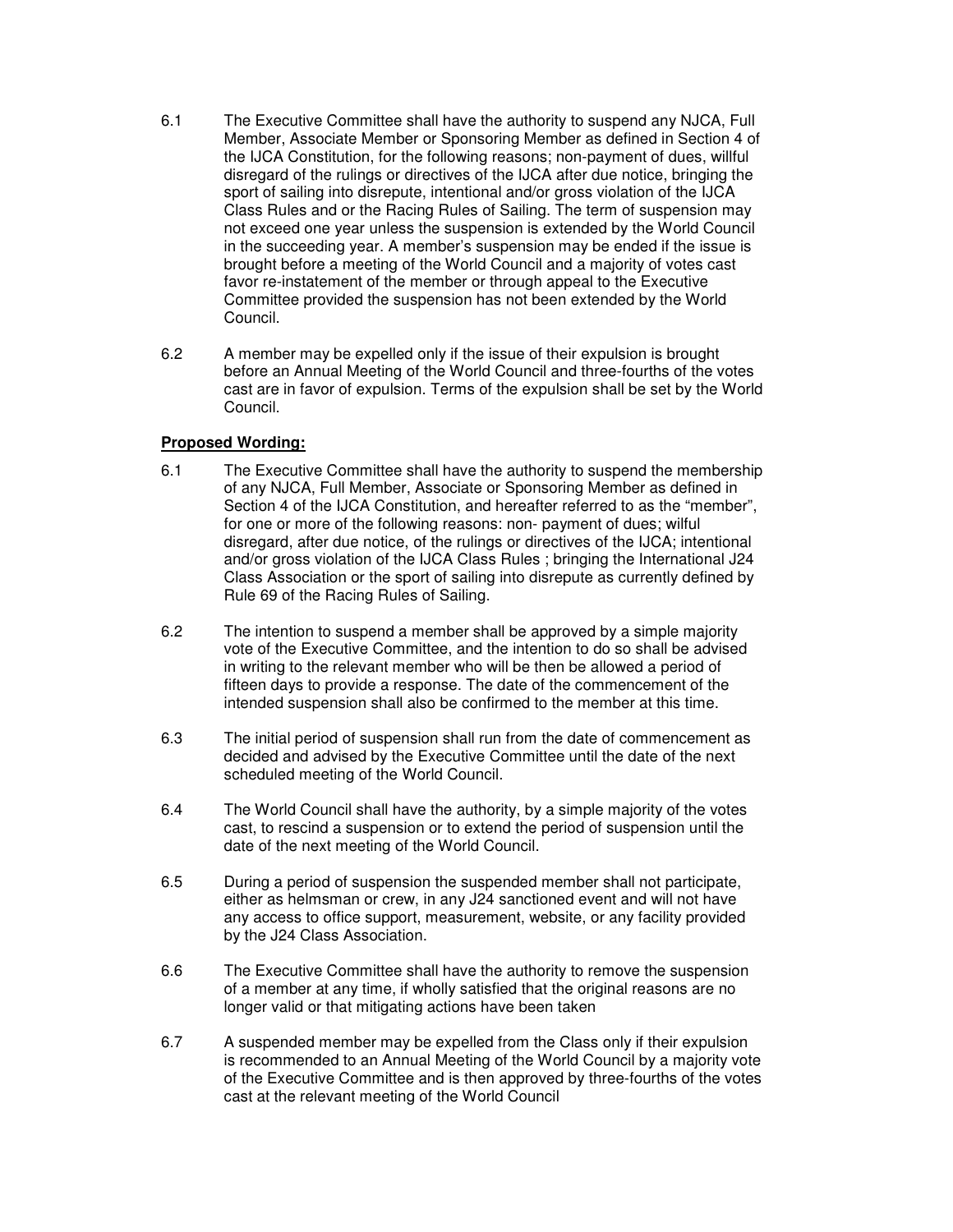6.1 The Executive Committee shall have the authority to suspend any NJCA, Full Member, Associate Member or Sponsoring Member as defined in Section 4 of the IJCA Constitution, for the following reasons; non-payment of dues, willful disregard of the rulings or directives of the IJCA after due notice, bringing the sport of sailing into disrepute, intentional and/or gross violation of the IJCA Class Rules and or the Racing Rules of Sailing. The term of suspension may not exceed one year unless the suspension is extended by the World Council in the succeeding year. A member's suspension may be ended if the issue is brought before a meeting of the World Council and a majority of votes cast favor re-instatement of the member or through appeal to the Executive Committee provided the suspension has not been extended by the World Council.

6.2 A member may be expelled only if the issue of their expulsion is brought before an Annual Meeting of the World Council and three-fourths of the votes cast are in favor of expulsion. Terms of the expulsion shall be set by the World Council.

**Proposed Wording:**

6.1 The Executive Committee shall have the authority to suspend the membership of any NJCA, Full Member, Associate or Sponsoring Member as defined in Section 4 of the IJCA Constitution, and hereafter referred to as the "member", for one or more of the following reasons: non- payment of dues; wilful disregard, after due notice, of the rulings or directives of the IJCA; intentional and/or gross violation of the IJCA Class Rules ; bringing the International J24 Class Association or the sport of sailing into disrepute as currently defined by Rule 69 of the Racing Rules of Sailing.

6.2 The intention to suspend a member shall be approved by a simple majority vote of the Executive Committee, and the intention to do so shall be advised in writing to the relevant member who will be then be allowed a period of fifteen days to provide a response. The date of the commencement of the intended suspension shall also be confirmed to the member at this time.

6.3 The initial period of suspension shall run from the date of commencement as decided and advised by the Executive Committee until the date of the next scheduled meeting of the World Council.

6.4 The World Council shall have the authority, by a simple majority of the votes cast, to rescind a suspension or to extend the period of suspension until the date of the next meeting of the World Council.

6.5 During a period of suspension the suspended member shall not participate, either as helmsman or crew, in any J24 sanctioned event and will not have any access to office support, measurement, website, or any facility provided by the J24 Class Association.

6.6 The Executive Committee shall have the authority to remove the suspension of a member at any time, if wholly satisfied that the original reasons are no longer valid or that mitigating actions have been taken

6.7 A suspended member may be expelled from the Class only if their expulsion is recommended to an Annual Meeting of the World Council by a majority vote of the Executive Committee and is then approved by three-fourths of the votes cast at the relevant meeting of the World Council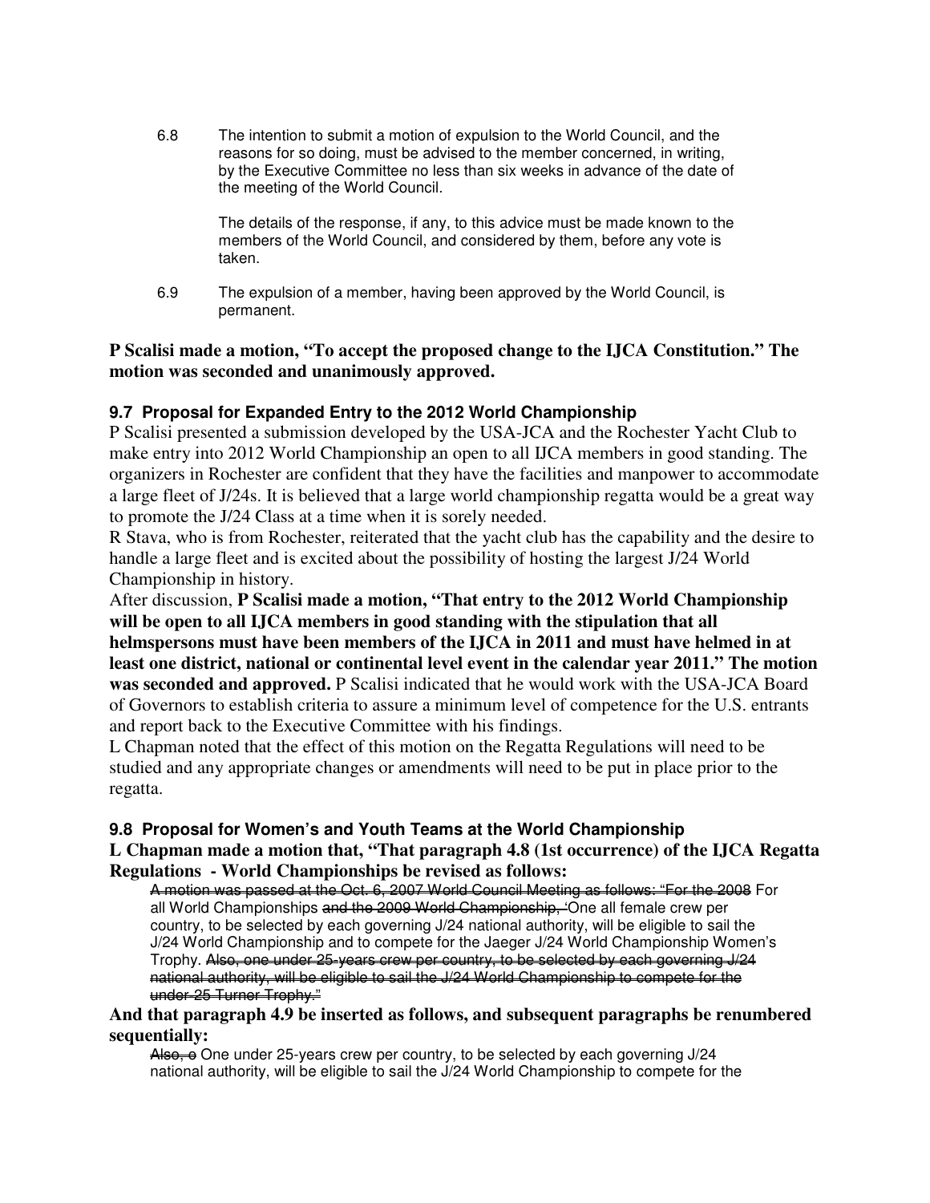6.8 The intention to submit a motion of expulsion to the World Council, and the reasons for so doing, must be advised to the member concerned, in writing, by the Executive Committee no less than six weeks in advance of the date of the meeting of the World Council.

The details of the response, if any, to this advice must be made known to the members of the World Council, and considered by them, before any vote is taken.

6.9 The expulsion of a member, having been approved by the World Council, is permanent.

**P Scalisi made a motion, "To accept the proposed change to the IJCA Constitution." The motion was seconded and unanimously approved.**

### 9.7 Proposal for Expanded Entry to the 2012 World Championship

P Scalisi presented a submission developed by the USA-JCA and the Rochester Yacht Club to make entry into 2012 World Championship an open to all IJCA members in good standing. The organizers in Rochester are confident that they have the facilities and manpower to accommodate a large fleet of J/24s. It is believed that a large world championship regatta would be a great way to promote the J/24 Class at a time when it is sorely needed.

R Stava, who is from Rochester, reiterated that the yacht club has the capability and the desire to handle a large fleet and is excited about the possibility of hosting the largest J/24 World Championship in history.

After discussion, **P Scalisi made a motion, "That entry to the 2012 World Championship will be open to all IJCA members in good standing with the stipulation that all helmspersons must have been members of the IJCA in 2011 and must have helmed in at least one district, national or continental level event in the calendar year 2011." The motion was seconded and approved.** P Scalisi indicated that he would work with the USA-JCA Board of Governors to establish criteria to assure a minimum level of competence for the U.S. entrants and report back to the Executive Committee with his findings.

L Chapman noted that the effect of this motion on the Regatta Regulations will need to be studied and any appropriate changes or amendments will need to be put in place prior to the regatta.

### 9.8 Proposal for Women's and Youth Teams at the World Championship

**L Chapman made a motion that, "That paragraph 4.8 (1st occurrence) of the IJCA Regatta Regulations - World Championships be revised as follows:**

> ~~A motion was passed at the Oct. 6, 2007 World Council Meeting as follows: "For the 2008~~ For all World Championships ~~and the 2009 World Championship, '~~One all female crew per country, to be selected by each governing J/24 national authority, will be eligible to sail the J/24 World Championship and to compete for the Jaeger J/24 World Championship Women's Trophy. ~~Also, one under 25-years crew per country, to be selected by each governing J/24 national authority, will be eligible to sail the J/24 World Championship to compete for the under-25 Turner Trophy."~~

**And that paragraph 4.9 be inserted as follows, and subsequent paragraphs be renumbered sequentially:**

> ~~Also, o~~ One under 25-years crew per country, to be selected by each governing J/24 national authority, will be eligible to sail the J/24 World Championship to compete for the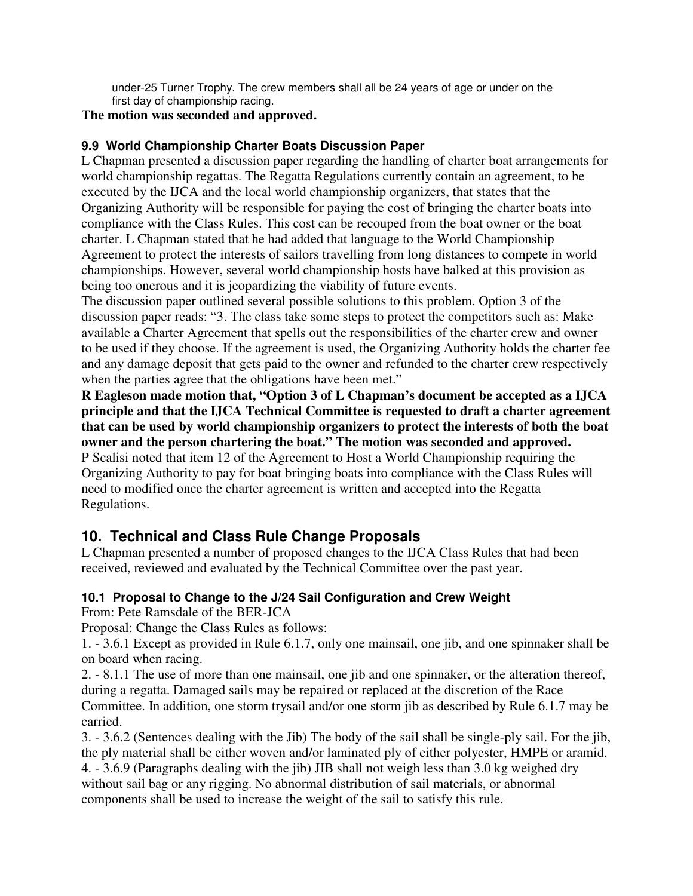under-25 Turner Trophy. The crew members shall all be 24 years of age or under on the first day of championship racing.

**The motion was seconded and approved.**

### 9.9 World Championship Charter Boats Discussion Paper

L Chapman presented a discussion paper regarding the handling of charter boat arrangements for world championship regattas. The Regatta Regulations currently contain an agreement, to be executed by the IJCA and the local world championship organizers, that states that the Organizing Authority will be responsible for paying the cost of bringing the charter boats into compliance with the Class Rules. This cost can be recouped from the boat owner or the boat charter. L Chapman stated that he had added that language to the World Championship Agreement to protect the interests of sailors travelling from long distances to compete in world championships. However, several world championship hosts have balked at this provision as being too onerous and it is jeopardizing the viability of future events.

The discussion paper outlined several possible solutions to this problem. Option 3 of the discussion paper reads: "3. The class take some steps to protect the competitors such as: Make available a Charter Agreement that spells out the responsibilities of the charter crew and owner to be used if they choose. If the agreement is used, the Organizing Authority holds the charter fee and any damage deposit that gets paid to the owner and refunded to the charter crew respectively when the parties agree that the obligations have been met."

**R Eagleson made motion that, "Option 3 of L Chapman's document be accepted as a IJCA principle and that the IJCA Technical Committee is requested to draft a charter agreement that can be used by world championship organizers to protect the interests of both the boat owner and the person chartering the boat." The motion was seconded and approved.**

P Scalisi noted that item 12 of the Agreement to Host a World Championship requiring the Organizing Authority to pay for boat bringing boats into compliance with the Class Rules will need to modified once the charter agreement is written and accepted into the Regatta Regulations.

## 10. Technical and Class Rule Change Proposals

L Chapman presented a number of proposed changes to the IJCA Class Rules that had been received, reviewed and evaluated by the Technical Committee over the past year.

### 10.1 Proposal to Change to the J/24 Sail Configuration and Crew Weight

From: Pete Ramsdale of the BER-JCA

Proposal: Change the Class Rules as follows:

1. - 3.6.1 Except as provided in Rule 6.1.7, only one mainsail, one jib, and one spinnaker shall be on board when racing.
2. - 8.1.1 The use of more than one mainsail, one jib and one spinnaker, or the alteration thereof, during a regatta. Damaged sails may be repaired or replaced at the discretion of the Race Committee. In addition, one storm trysail and/or one storm jib as described by Rule 6.1.7 may be carried.
3. - 3.6.2 (Sentences dealing with the Jib) The body of the sail shall be single-ply sail. For the jib, the ply material shall be either woven and/or laminated ply of either polyester, HMPE or aramid.
4. - 3.6.9 (Paragraphs dealing with the jib) JIB shall not weigh less than 3.0 kg weighed dry without sail bag or any rigging. No abnormal distribution of sail materials, or abnormal components shall be used to increase the weight of the sail to satisfy this rule.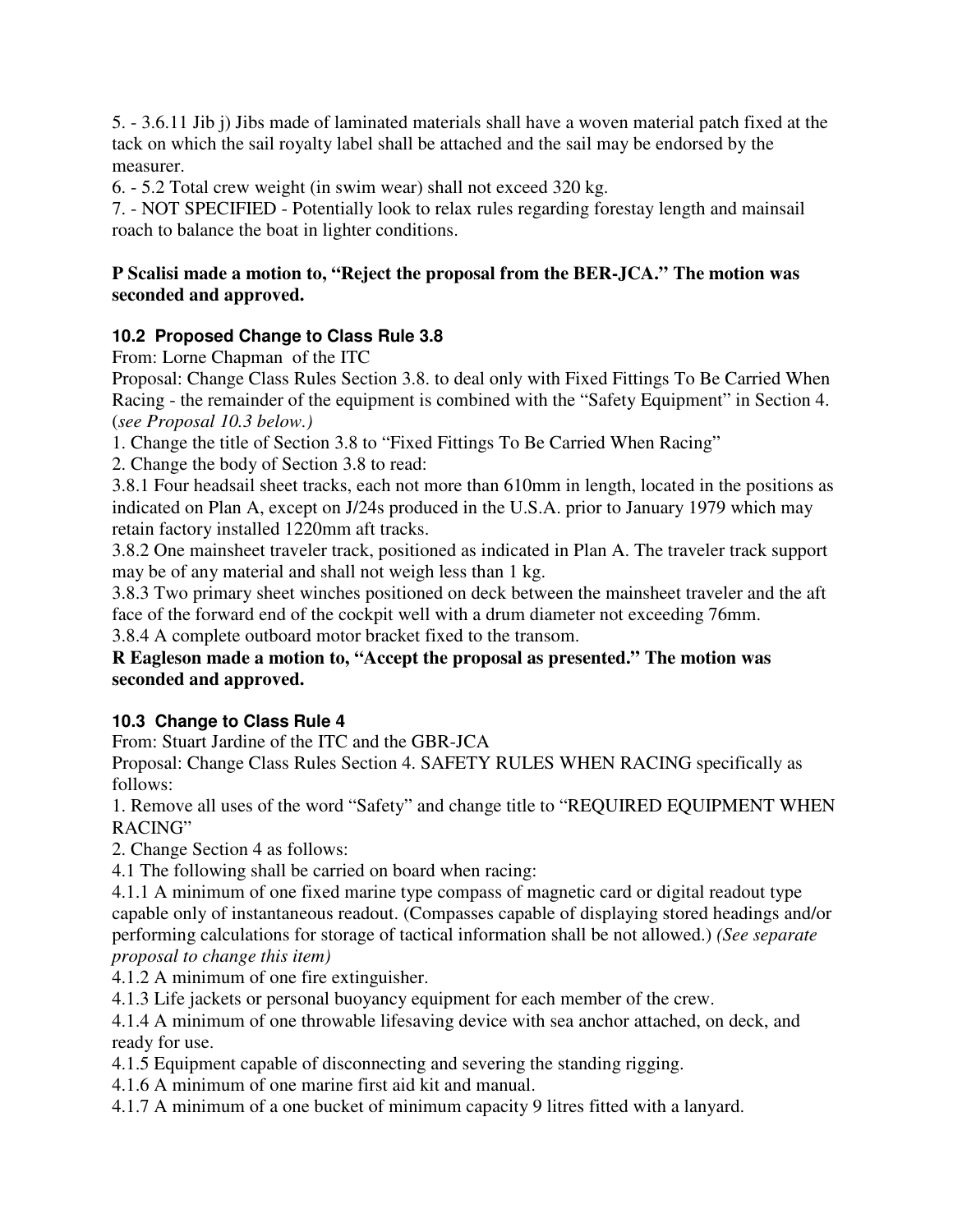5. - 3.6.11 Jib j) Jibs made of laminated materials shall have a woven material patch fixed at the tack on which the sail royalty label shall be attached and the sail may be endorsed by the measurer.

6. - 5.2 Total crew weight (in swim wear) shall not exceed 320 kg.

7. - NOT SPECIFIED - Potentially look to relax rules regarding forestay length and mainsail roach to balance the boat in lighter conditions.

**P Scalisi made a motion to, "Reject the proposal from the BER-JCA." The motion was seconded and approved.**

### 10.2 Proposed Change to Class Rule 3.8

From: Lorne Chapman of the ITC

Proposal: Change Class Rules Section 3.8. to deal only with Fixed Fittings To Be Carried When Racing - the remainder of the equipment is combined with the "Safety Equipment" in Section 4. (*see Proposal 10.3 below.)*

1. Change the title of Section 3.8 to "Fixed Fittings To Be Carried When Racing"
2. Change the body of Section 3.8 to read:

3.8.1 Four headsail sheet tracks, each not more than 610mm in length, located in the positions as indicated on Plan A, except on J/24s produced in the U.S.A. prior to January 1979 which may retain factory installed 1220mm aft tracks.

3.8.2 One mainsheet traveler track, positioned as indicated in Plan A. The traveler track support may be of any material and shall not weigh less than 1 kg.

3.8.3 Two primary sheet winches positioned on deck between the mainsheet traveler and the aft face of the forward end of the cockpit well with a drum diameter not exceeding 76mm.

3.8.4 A complete outboard motor bracket fixed to the transom.

**R Eagleson made a motion to, "Accept the proposal as presented." The motion was seconded and approved.**

### 10.3 Change to Class Rule 4

From: Stuart Jardine of the ITC and the GBR-JCA

Proposal: Change Class Rules Section 4. SAFETY RULES WHEN RACING specifically as follows:

1. Remove all uses of the word "Safety" and change title to "REQUIRED EQUIPMENT WHEN RACING"
2. Change Section 4 as follows:

4.1 The following shall be carried on board when racing:

4.1.1 A minimum of one fixed marine type compass of magnetic card or digital readout type capable only of instantaneous readout. (Compasses capable of displaying stored headings and/or performing calculations for storage of tactical information shall be not allowed.) *(See separate proposal to change this item)*

4.1.2 A minimum of one fire extinguisher.

4.1.3 Life jackets or personal buoyancy equipment for each member of the crew.

4.1.4 A minimum of one throwable lifesaving device with sea anchor attached, on deck, and ready for use.

4.1.5 Equipment capable of disconnecting and severing the standing rigging.

4.1.6 A minimum of one marine first aid kit and manual.

4.1.7 A minimum of a one bucket of minimum capacity 9 litres fitted with a lanyard.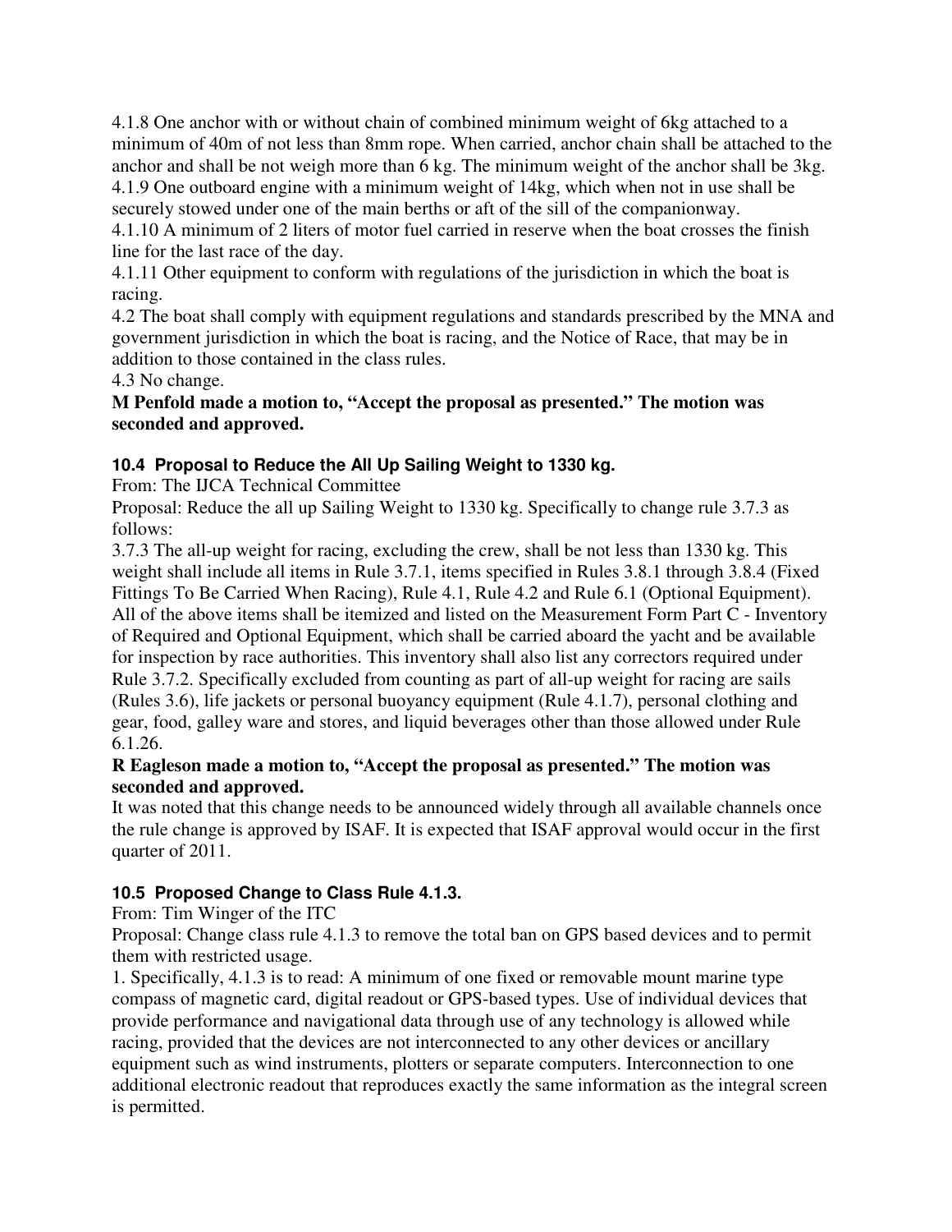4.1.8 One anchor with or without chain of combined minimum weight of 6kg attached to a minimum of 40m of not less than 8mm rope. When carried, anchor chain shall be attached to the anchor and shall be not weigh more than 6 kg. The minimum weight of the anchor shall be 3kg.
4.1.9 One outboard engine with a minimum weight of 14kg, which when not in use shall be securely stowed under one of the main berths or aft of the sill of the companionway.
4.1.10 A minimum of 2 liters of motor fuel carried in reserve when the boat crosses the finish line for the last race of the day.
4.1.11 Other equipment to conform with regulations of the jurisdiction in which the boat is racing.
4.2 The boat shall comply with equipment regulations and standards prescribed by the MNA and government jurisdiction in which the boat is racing, and the Notice of Race, that may be in addition to those contained in the class rules.
4.3 No change.

**M Penfold made a motion to, "Accept the proposal as presented." The motion was seconded and approved.**

### 10.4 Proposal to Reduce the All Up Sailing Weight to 1330 kg.

From: The IJCA Technical Committee

Proposal: Reduce the all up Sailing Weight to 1330 kg. Specifically to change rule 3.7.3 as follows:

3.7.3 The all-up weight for racing, excluding the crew, shall be not less than 1330 kg. This weight shall include all items in Rule 3.7.1, items specified in Rules 3.8.1 through 3.8.4 (Fixed Fittings To Be Carried When Racing), Rule 4.1, Rule 4.2 and Rule 6.1 (Optional Equipment). All of the above items shall be itemized and listed on the Measurement Form Part C - Inventory of Required and Optional Equipment, which shall be carried aboard the yacht and be available for inspection by race authorities. This inventory shall also list any correctors required under Rule 3.7.2. Specifically excluded from counting as part of all-up weight for racing are sails (Rules 3.6), life jackets or personal buoyancy equipment (Rule 4.1.7), personal clothing and gear, food, galley ware and stores, and liquid beverages other than those allowed under Rule 6.1.26.

**R Eagleson made a motion to, "Accept the proposal as presented." The motion was seconded and approved.**

It was noted that this change needs to be announced widely through all available channels once the rule change is approved by ISAF. It is expected that ISAF approval would occur in the first quarter of 2011.

### 10.5 Proposed Change to Class Rule 4.1.3.

From: Tim Winger of the ITC

Proposal: Change class rule 4.1.3 to remove the total ban on GPS based devices and to permit them with restricted usage.

1. Specifically, 4.1.3 is to read: A minimum of one fixed or removable mount marine type compass of magnetic card, digital readout or GPS-based types. Use of individual devices that provide performance and navigational data through use of any technology is allowed while racing, provided that the devices are not interconnected to any other devices or ancillary equipment such as wind instruments, plotters or separate computers. Interconnection to one additional electronic readout that reproduces exactly the same information as the integral screen is permitted.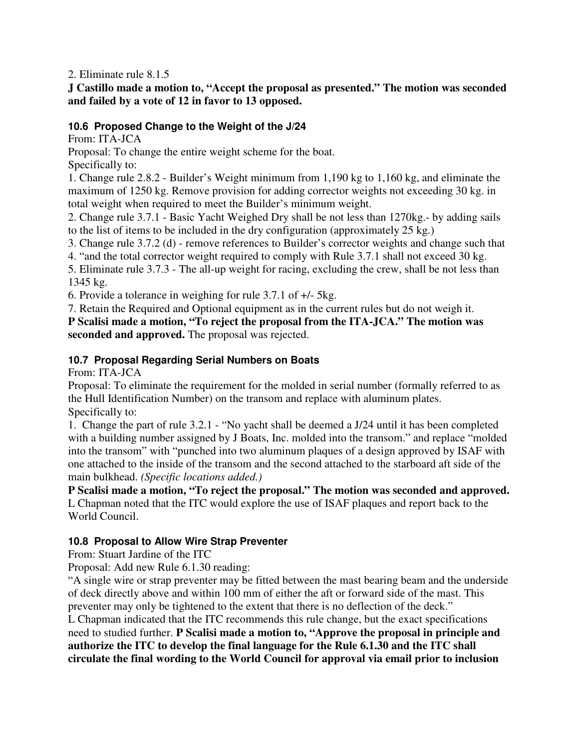2. Eliminate rule 8.1.5

**J Castillo made a motion to, "Accept the proposal as presented." The motion was seconded and failed by a vote of 12 in favor to 13 opposed.**

### 10.6 Proposed Change to the Weight of the J/24

From: ITA-JCA

Proposal: To change the entire weight scheme for the boat.

Specifically to:

1. Change rule 2.8.2 - Builder's Weight minimum from 1,190 kg to 1,160 kg, and eliminate the maximum of 1250 kg. Remove provision for adding corrector weights not exceeding 30 kg. in total weight when required to meet the Builder's minimum weight.
2. Change rule 3.7.1 - Basic Yacht Weighed Dry shall be not less than 1270kg.- by adding sails to the list of items to be included in the dry configuration (approximately 25 kg.)
3. Change rule 3.7.2 (d) - remove references to Builder's corrector weights and change such that
4. "and the total corrector weight required to comply with Rule 3.7.1 shall not exceed 30 kg.
5. Eliminate rule 3.7.3 - The all-up weight for racing, excluding the crew, shall be not less than 1345 kg.
6. Provide a tolerance in weighing for rule 3.7.1 of +/- 5kg.
7. Retain the Required and Optional equipment as in the current rules but do not weigh it.

**P Scalisi made a motion, "To reject the proposal from the ITA-JCA." The motion was seconded and approved.** The proposal was rejected.

### 10.7 Proposal Regarding Serial Numbers on Boats

From: ITA-JCA

Proposal: To eliminate the requirement for the molded in serial number (formally referred to as the Hull Identification Number) on the transom and replace with aluminum plates.

Specifically to:

1. Change the part of rule 3.2.1 - "No yacht shall be deemed a J/24 until it has been completed with a building number assigned by J Boats, Inc. molded into the transom." and replace "molded into the transom" with "punched into two aluminum plaques of a design approved by ISAF with one attached to the inside of the transom and the second attached to the starboard aft side of the main bulkhead. *(Specific locations added.)*

**P Scalisi made a motion, "To reject the proposal." The motion was seconded and approved.** L Chapman noted that the ITC would explore the use of ISAF plaques and report back to the World Council.

### 10.8 Proposal to Allow Wire Strap Preventer

From: Stuart Jardine of the ITC

Proposal: Add new Rule 6.1.30 reading:

"A single wire or strap preventer may be fitted between the mast bearing beam and the underside of deck directly above and within 100 mm of either the aft or forward side of the mast. This preventer may only be tightened to the extent that there is no deflection of the deck."

L Chapman indicated that the ITC recommends this rule change, but the exact specifications need to studied further. **P Scalisi made a motion to, "Approve the proposal in principle and authorize the ITC to develop the final language for the Rule 6.1.30 and the ITC shall circulate the final wording to the World Council for approval via email prior to inclusion**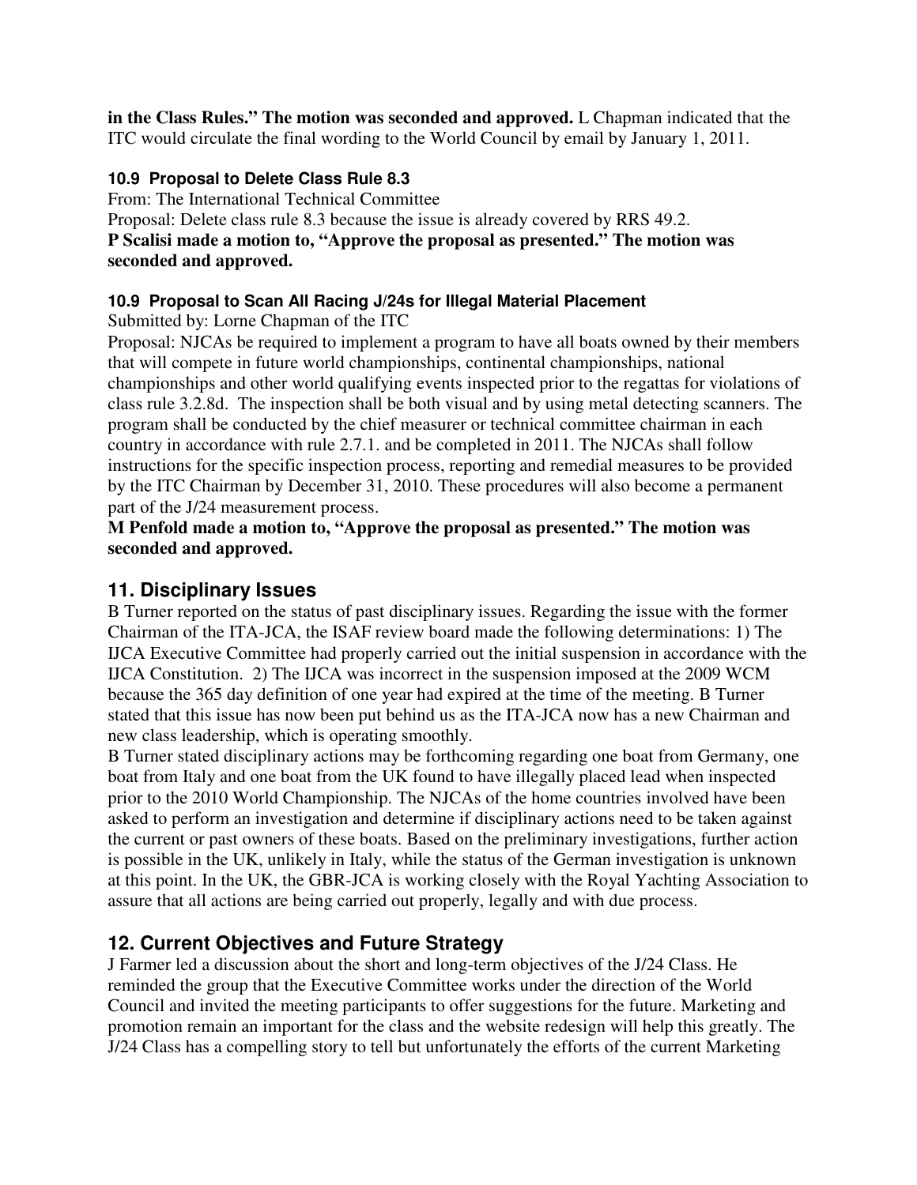**in the Class Rules." The motion was seconded and approved.** L Chapman indicated that the ITC would circulate the final wording to the World Council by email by January 1, 2011.

#### 10.9 Proposal to Delete Class Rule 8.3

From: The International Technical Committee

Proposal: Delete class rule 8.3 because the issue is already covered by RRS 49.2.

**P Scalisi made a motion to, "Approve the proposal as presented." The motion was seconded and approved.**

#### 10.9 Proposal to Scan All Racing J/24s for Illegal Material Placement

Submitted by: Lorne Chapman of the ITC

Proposal: NJCAs be required to implement a program to have all boats owned by their members that will compete in future world championships, continental championships, national championships and other world qualifying events inspected prior to the regattas for violations of class rule 3.2.8d. The inspection shall be both visual and by using metal detecting scanners. The program shall be conducted by the chief measurer or technical committee chairman in each country in accordance with rule 2.7.1. and be completed in 2011. The NJCAs shall follow instructions for the specific inspection process, reporting and remedial measures to be provided by the ITC Chairman by December 31, 2010. These procedures will also become a permanent part of the J/24 measurement process.

**M Penfold made a motion to, "Approve the proposal as presented." The motion was seconded and approved.**

## 11. Disciplinary Issues

B Turner reported on the status of past disciplinary issues. Regarding the issue with the former Chairman of the ITA-JCA, the ISAF review board made the following determinations: 1) The IJCA Executive Committee had properly carried out the initial suspension in accordance with the IJCA Constitution. 2) The IJCA was incorrect in the suspension imposed at the 2009 WCM because the 365 day definition of one year had expired at the time of the meeting. B Turner stated that this issue has now been put behind us as the ITA-JCA now has a new Chairman and new class leadership, which is operating smoothly.

B Turner stated disciplinary actions may be forthcoming regarding one boat from Germany, one boat from Italy and one boat from the UK found to have illegally placed lead when inspected prior to the 2010 World Championship. The NJCAs of the home countries involved have been asked to perform an investigation and determine if disciplinary actions need to be taken against the current or past owners of these boats. Based on the preliminary investigations, further action is possible in the UK, unlikely in Italy, while the status of the German investigation is unknown at this point. In the UK, the GBR-JCA is working closely with the Royal Yachting Association to assure that all actions are being carried out properly, legally and with due process.

## 12. Current Objectives and Future Strategy

J Farmer led a discussion about the short and long-term objectives of the J/24 Class. He reminded the group that the Executive Committee works under the direction of the World Council and invited the meeting participants to offer suggestions for the future. Marketing and promotion remain an important for the class and the website redesign will help this greatly. The J/24 Class has a compelling story to tell but unfortunately the efforts of the current Marketing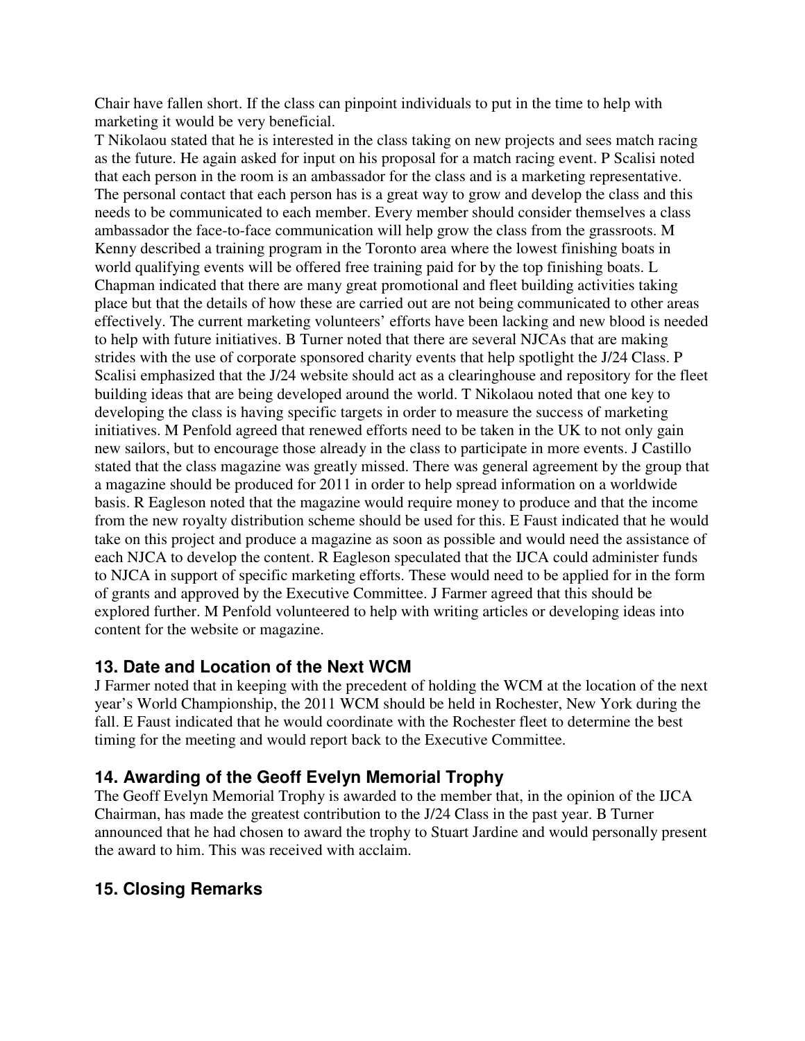Chair have fallen short. If the class can pinpoint individuals to put in the time to help with marketing it would be very beneficial.

T Nikolaou stated that he is interested in the class taking on new projects and sees match racing as the future. He again asked for input on his proposal for a match racing event. P Scalisi noted that each person in the room is an ambassador for the class and is a marketing representative. The personal contact that each person has is a great way to grow and develop the class and this needs to be communicated to each member. Every member should consider themselves a class ambassador the face-to-face communication will help grow the class from the grassroots. M Kenny described a training program in the Toronto area where the lowest finishing boats in world qualifying events will be offered free training paid for by the top finishing boats. L Chapman indicated that there are many great promotional and fleet building activities taking place but that the details of how these are carried out are not being communicated to other areas effectively. The current marketing volunteers' efforts have been lacking and new blood is needed to help with future initiatives. B Turner noted that there are several NJCAs that are making strides with the use of corporate sponsored charity events that help spotlight the J/24 Class. P Scalisi emphasized that the J/24 website should act as a clearinghouse and repository for the fleet building ideas that are being developed around the world. T Nikolaou noted that one key to developing the class is having specific targets in order to measure the success of marketing initiatives. M Penfold agreed that renewed efforts need to be taken in the UK to not only gain new sailors, but to encourage those already in the class to participate in more events. J Castillo stated that the class magazine was greatly missed. There was general agreement by the group that a magazine should be produced for 2011 in order to help spread information on a worldwide basis. R Eagleson noted that the magazine would require money to produce and that the income from the new royalty distribution scheme should be used for this. E Faust indicated that he would take on this project and produce a magazine as soon as possible and would need the assistance of each NJCA to develop the content. R Eagleson speculated that the IJCA could administer funds to NJCA in support of specific marketing efforts. These would need to be applied for in the form of grants and approved by the Executive Committee. J Farmer agreed that this should be explored further. M Penfold volunteered to help with writing articles or developing ideas into content for the website or magazine.

## 13. Date and Location of the Next WCM

J Farmer noted that in keeping with the precedent of holding the WCM at the location of the next year's World Championship, the 2011 WCM should be held in Rochester, New York during the fall. E Faust indicated that he would coordinate with the Rochester fleet to determine the best timing for the meeting and would report back to the Executive Committee.

## 14. Awarding of the Geoff Evelyn Memorial Trophy

The Geoff Evelyn Memorial Trophy is awarded to the member that, in the opinion of the IJCA Chairman, has made the greatest contribution to the J/24 Class in the past year. B Turner announced that he had chosen to award the trophy to Stuart Jardine and would personally present the award to him. This was received with acclaim.

## 15. Closing Remarks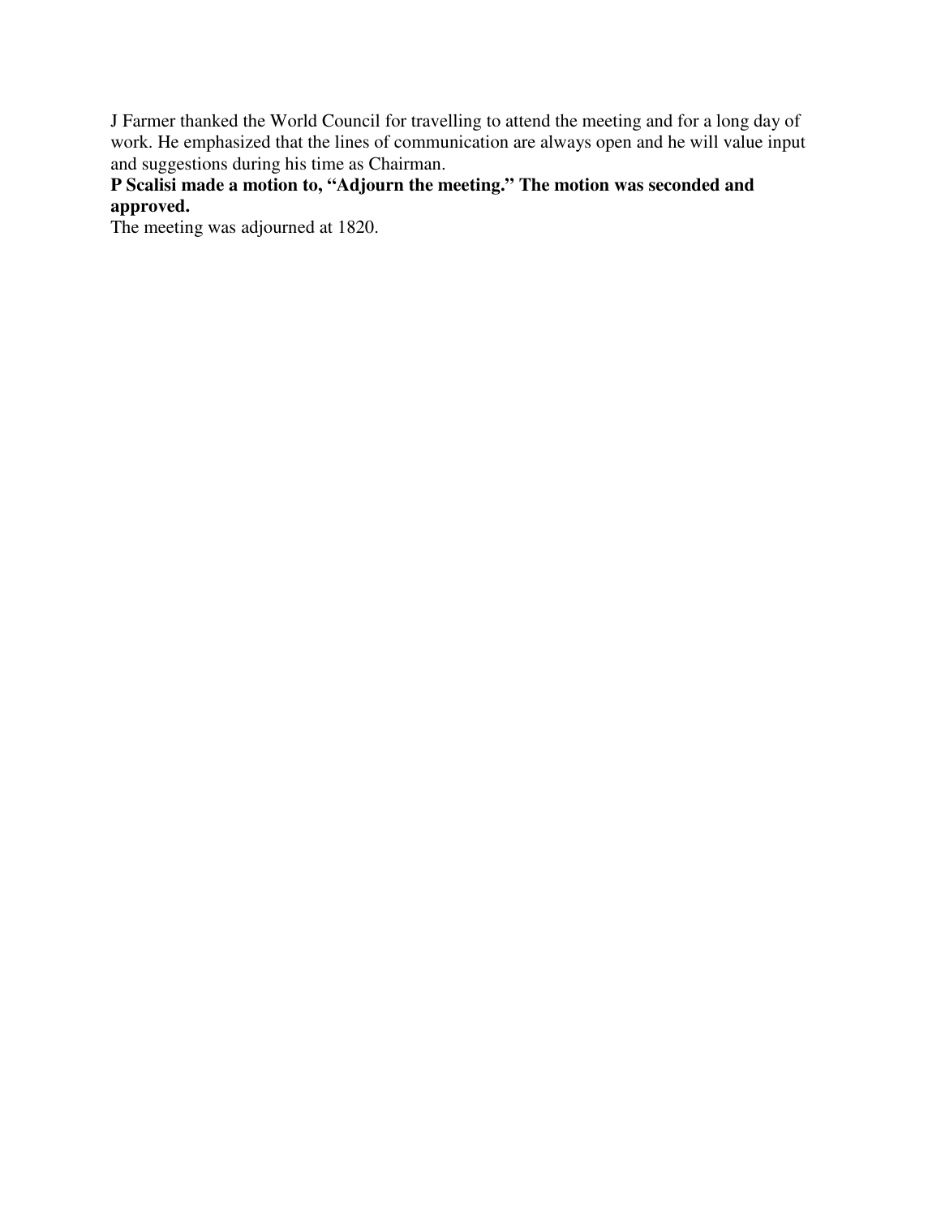J Farmer thanked the World Council for travelling to attend the meeting and for a long day of work. He emphasized that the lines of communication are always open and he will value input and suggestions during his time as Chairman.

**P Scalisi made a motion to, "Adjourn the meeting." The motion was seconded and approved.**

The meeting was adjourned at 1820.